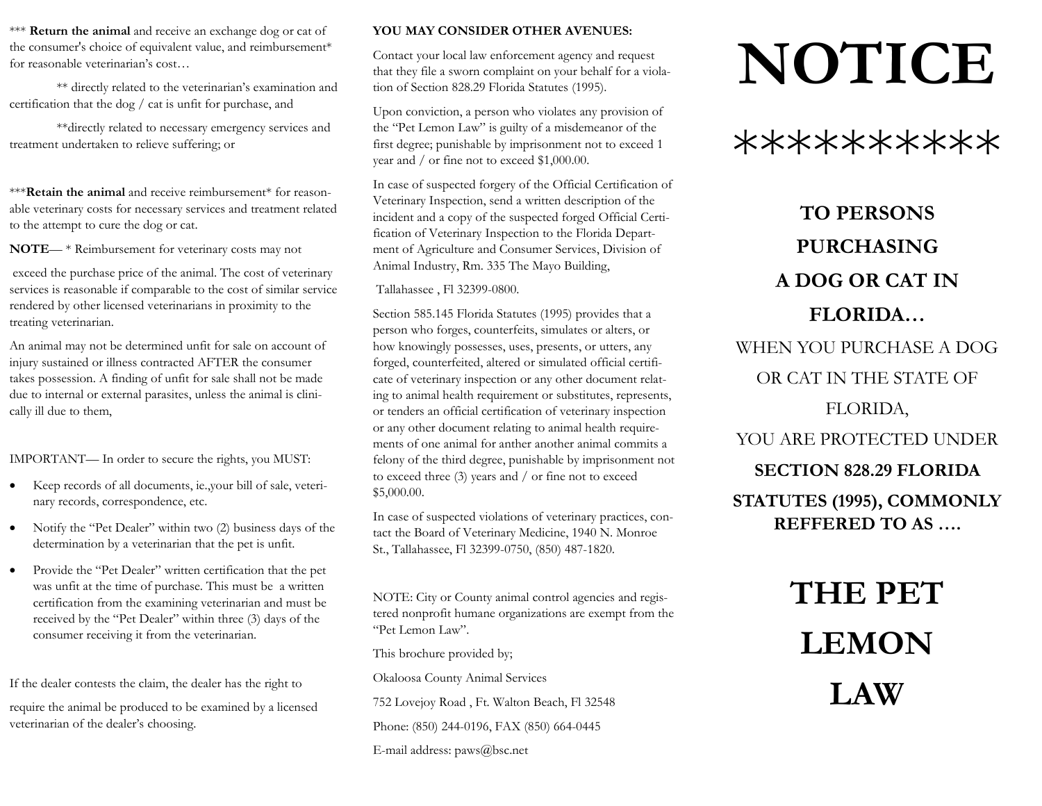*** **Return the animal** and receive an exchange dog or cat of the consumer's choice of equivalent value, and reimbursement* for reasonable veterinarian's cost…

** directly related to the veterinarian's examination and certification that the dog / cat is unfit for purchase, and

**directly related to necessary emergency services and treatment undertaken to relieve suffering; or

***Retain the animal** and receive reimbursement* for reasonable veterinary costs for necessary services and treatment related to the attempt to cure the dog or cat.

**NOTE**— * Reimbursement for veterinary costs may not exceed the purchase price of the animal. The cost of veterinary services is reasonable if comparable to the cost of similar service rendered by other licensed veterinarians in proximity to the treating veterinarian.

An animal may not be determined unfit for sale on account of injury sustained or illness contracted AFTER the consumer takes possession. A finding of unfit for sale shall not be made due to internal or external parasites, unless the animal is clinically ill due to them,

IMPORTANT— In order to secure the rights, you MUST:

- Keep records of all documents, ie.,your bill of sale, veterinary records, correspondence, etc.
- Notify the "Pet Dealer" within two (2) business days of the determination by a veterinarian that the pet is unfit.
- Provide the "Pet Dealer" written certification that the pet was unfit at the time of purchase. This must be a written certification from the examining veterinarian and must be received by the "Pet Dealer" within three (3) days of the consumer receiving it from the veterinarian.

If the dealer contests the claim, the dealer has the right to require the animal be produced to be examined by a licensed veterinarian of the dealer's choosing.

**YOU MAY CONSIDER OTHER AVENUES:**

Contact your local law enforcement agency and request that they file a sworn complaint on your behalf for a violation of Section 828.29 Florida Statutes (1995).

Upon conviction, a person who violates any provision of the "Pet Lemon Law" is guilty of a misdemeanor of the first degree; punishable by imprisonment not to exceed 1 year and / or fine not to exceed $1,000.00.

In case of suspected forgery of the Official Certification of Veterinary Inspection, send a written description of the incident and a copy of the suspected forged Official Certification of Veterinary Inspection to the Florida Department of Agriculture and Consumer Services, Division of Animal Industry, Rm. 335 The Mayo Building,

Tallahassee , Fl 32399-0800.

Section 585.145 Florida Statutes (1995) provides that a person who forges, counterfeits, simulates or alters, or how knowingly possesses, uses, presents, or utters, any forged, counterfeited, altered or simulated official certificate of veterinary inspection or any other document relating to animal health requirement or substitutes, represents, or tenders an official certification of veterinary inspection or any other document relating to animal health requirements of one animal for anther another animal commits a felony of the third degree, punishable by imprisonment not to exceed three (3) years and / or fine not to exceed $5,000.00.

In case of suspected violations of veterinary practices, contact the Board of Veterinary Medicine, 1940 N. Monroe St., Tallahassee, Fl 32399-0750, (850) 487-1820.

NOTE: City or County animal control agencies and registered nonprofit humane organizations are exempt from the "Pet Lemon Law".

This brochure provided by;

Okaloosa County Animal Services

752 Lovejoy Road , Ft. Walton Beach, Fl 32548

Phone: (850) 244-0196, FAX (850) 664-0445

E-mail address: paws@bsc.net

# NOTICE

**********

**TO PERSONS PURCHASING A DOG OR CAT IN FLORIDA…**

WHEN YOU PURCHASE A DOG OR CAT IN THE STATE OF FLORIDA,

YOU ARE PROTECTED UNDER

**SECTION 828.29 FLORIDA STATUTES (1995), COMMONLY REFFERED TO AS ….**

# THE PET LEMON LAW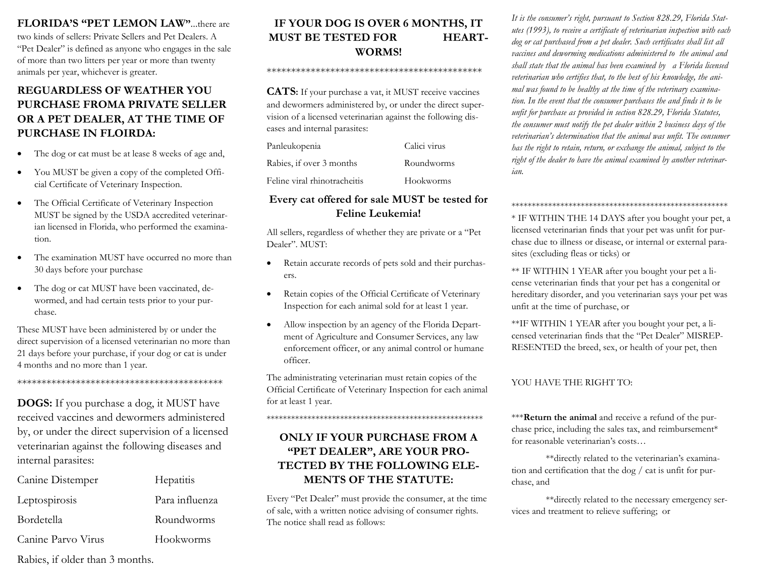**FLORIDA'S "PET LEMON LAW"**...there are two kinds of sellers: Private Sellers and Pet Dealers. A "Pet Dealer" is defined as anyone who engages in the sale of more than two litters per year or more than twenty animals per year, whichever is greater.

## REGUARDLESS OF WEATHER YOU PURCHASE FROMA PRIVATE SELLER OR A PET DEALER, AT THE TIME OF PURCHASE IN FLOIRDA:

- The dog or cat must be at lease 8 weeks of age and,
- You MUST be given a copy of the completed Official Certificate of Veterinary Inspection.
- The Official Certificate of Veterinary Inspection MUST be signed by the USDA accredited veterinarian licensed in Florida, who performed the examination.
- The examination MUST have occurred no more than 30 days before your purchase
- The dog or cat MUST have been vaccinated, dewormed, and had certain tests prior to your purchase.

These MUST have been administered by or under the direct supervision of a licensed veterinarian no more than 21 days before your purchase, if your dog or cat is under 4 months and no more than 1 year.

*******************************************

**DOGS:** If you purchase a dog, it MUST have received vaccines and dewormers administered by, or under the direct supervision of a licensed veterinarian against the following diseases and internal parasites:

| | |
|---|---|
| Canine Distemper | Hepatitis |
| Leptospirosis | Para influenza |
| Bordetella | Roundworms |
| Canine Parvo Virus | Hookworms |

Rabies, if older than 3 months.

## IF YOUR DOG IS OVER 6 MONTHS, IT MUST BE TESTED FOR HEART-WORMS!

*********************************************

**CATS:** If your purchase a vat, it MUST receive vaccines and dewormers administered by, or under the direct supervision of a licensed veterinarian against the following diseases and internal parasites:

| | |
|---|---|
| Panleukopenia | Calici virus |
| Rabies, if over 3 months | Roundworms |
| Feline viral rhinotracheitis | Hookworms |

### Every cat offered for sale MUST be tested for Feline Leukemia!

All sellers, regardless of whether they are private or a "Pet Dealer". MUST:

- Retain accurate records of pets sold and their purchasers.
- Retain copies of the Official Certificate of Veterinary Inspection for each animal sold for at least 1 year.
- Allow inspection by an agency of the Florida Department of Agriculture and Consumer Services, any law enforcement officer, or any animal control or humane officer.

The administrating veterinarian must retain copies of the Official Certificate of Veterinary Inspection for each animal for at least 1 year.

*****************************************************

## ONLY IF YOUR PURCHASE FROM A "PET DEALER", ARE YOUR PROTECTED BY THE FOLLOWING ELEMENTS OF THE STATUTE:

Every "Pet Dealer" must provide the consumer, at the time of sale, with a written notice advising of consumer rights. The notice shall read as follows:

*It is the consumer's right, pursuant to Section 828.29, Florida Statutes (1993), to receive a certificate of veterinarian inspection with each dog or cat purchased from a pet dealer. Such certificates shall list all vaccines and deworming medications administered to the animal and shall state that the animal has been examined by a Florida licensed veterinarian who certifies that, to the best of his knowledge, the animal was found to be healthy at the time of the veterinary examination. In the event that the consumer purchases the and finds it to be unfit for purchase as provided in section 828.29, Florida Statutes, the consumer must notify the pet dealer within 2 business days of the veterinarian's determination that the animal was unfit. The consumer has the right to retain, return, or exchange the animal, subject to the right of the dealer to have the animal examined by another veterinarian.*

*****************************************************

* IF WITHIN THE 14 DAYS after you bought your pet, a licensed veterinarian finds that your pet was unfit for purchase due to illness or disease, or internal or external parasites (excluding fleas or ticks) or

** IF WITHIN 1 YEAR after you bought your pet a license veterinarian finds that your pet has a congenital or hereditary disorder, and you veterinarian says your pet was unfit at the time of purchase, or

**IF WITHIN 1 YEAR after you bought your pet, a licensed veterinarian finds that the "Pet Dealer" MISREPRESENTED the breed, sex, or health of your pet, then

YOU HAVE THE RIGHT TO:

***__Return the animal__ and receive a refund of the purchase price, including the sales tax, and reimbursement* for reasonable veterinarian's costs…

**directly related to the veterinarian's examination and certification that the dog / cat is unfit for purchase, and

**directly related to the necessary emergency services and treatment to relieve suffering; or